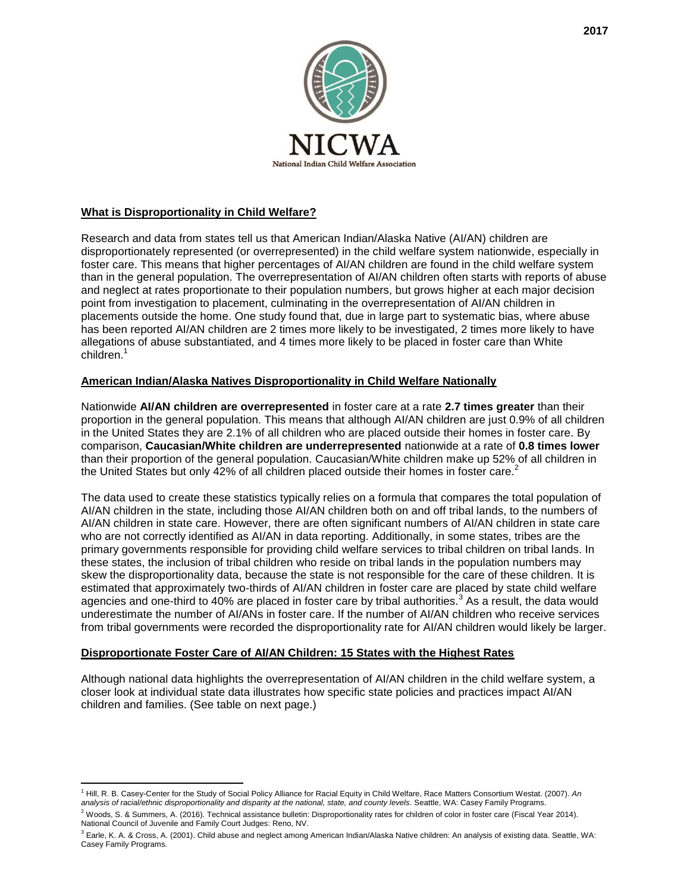2017

NICWA

National Indian Child Welfare Association

## What is Disproportionality in Child Welfare?

Research and data from states tell us that American Indian/Alaska Native (AI/AN) children are disproportionately represented (or overrepresented) in the child welfare system nationwide, especially in foster care. This means that higher percentages of AI/AN children are found in the child welfare system than in the general population. The overrepresentation of AI/AN children often starts with reports of abuse and neglect at rates proportionate to their population numbers, but grows higher at each major decision point from investigation to placement, culminating in the overrepresentation of AI/AN children in placements outside the home. One study found that, due in large part to systematic bias, where abuse has been reported AI/AN children are 2 times more likely to be investigated, 2 times more likely to have allegations of abuse substantiated, and 4 times more likely to be placed in foster care than White children.[1]

## American Indian/Alaska Natives Disproportionality in Child Welfare Nationally

Nationwide **AI/AN children are overrepresented** in foster care at a rate **2.7 times greater** than their proportion in the general population. This means that although AI/AN children are just 0.9% of all children in the United States they are 2.1% of all children who are placed outside their homes in foster care. By comparison, **Caucasian/White children are underrepresented** nationwide at a rate of **0.8 times lower** than their proportion of the general population. Caucasian/White children make up 52% of all children in the United States but only 42% of all children placed outside their homes in foster care.[2]

The data used to create these statistics typically relies on a formula that compares the total population of AI/AN children in the state, including those AI/AN children both on and off tribal lands, to the numbers of AI/AN children in state care. However, there are often significant numbers of AI/AN children in state care who are not correctly identified as AI/AN in data reporting. Additionally, in some states, tribes are the primary governments responsible for providing child welfare services to tribal children on tribal lands. In these states, the inclusion of tribal children who reside on tribal lands in the population numbers may skew the disproportionality data, because the state is not responsible for the care of these children. It is estimated that approximately two-thirds of AI/AN children in foster care are placed by state child welfare agencies and one-third to 40% are placed in foster care by tribal authorities.[3] As a result, the data would underestimate the number of AI/ANs in foster care. If the number of AI/AN children who receive services from tribal governments were recorded the disproportionality rate for AI/AN children would likely be larger.

## Disproportionate Foster Care of AI/AN Children: 15 States with the Highest Rates

Although national data highlights the overrepresentation of AI/AN children in the child welfare system, a closer look at individual state data illustrates how specific state policies and practices impact AI/AN children and families. (See table on next page.)

---

[1] Hill, R. B. Casey-Center for the Study of Social Policy Alliance for Racial Equity in Child Welfare, Race Matters Consortium Westat. (2007). *An analysis of racial/ethnic disproportionality and disparity at the national, state, and county levels*. Seattle, WA: Casey Family Programs.

[2] Woods, S. & Summers, A. (2016). Technical assistance bulletin: Disproportionality rates for children of color in foster care (Fiscal Year 2014). National Council of Juvenile and Family Court Judges: Reno, NV.

[3] Earle, K. A. & Cross, A. (2001). Child abuse and neglect among American Indian/Alaska Native children: An analysis of existing data. Seattle, WA: Casey Family Programs.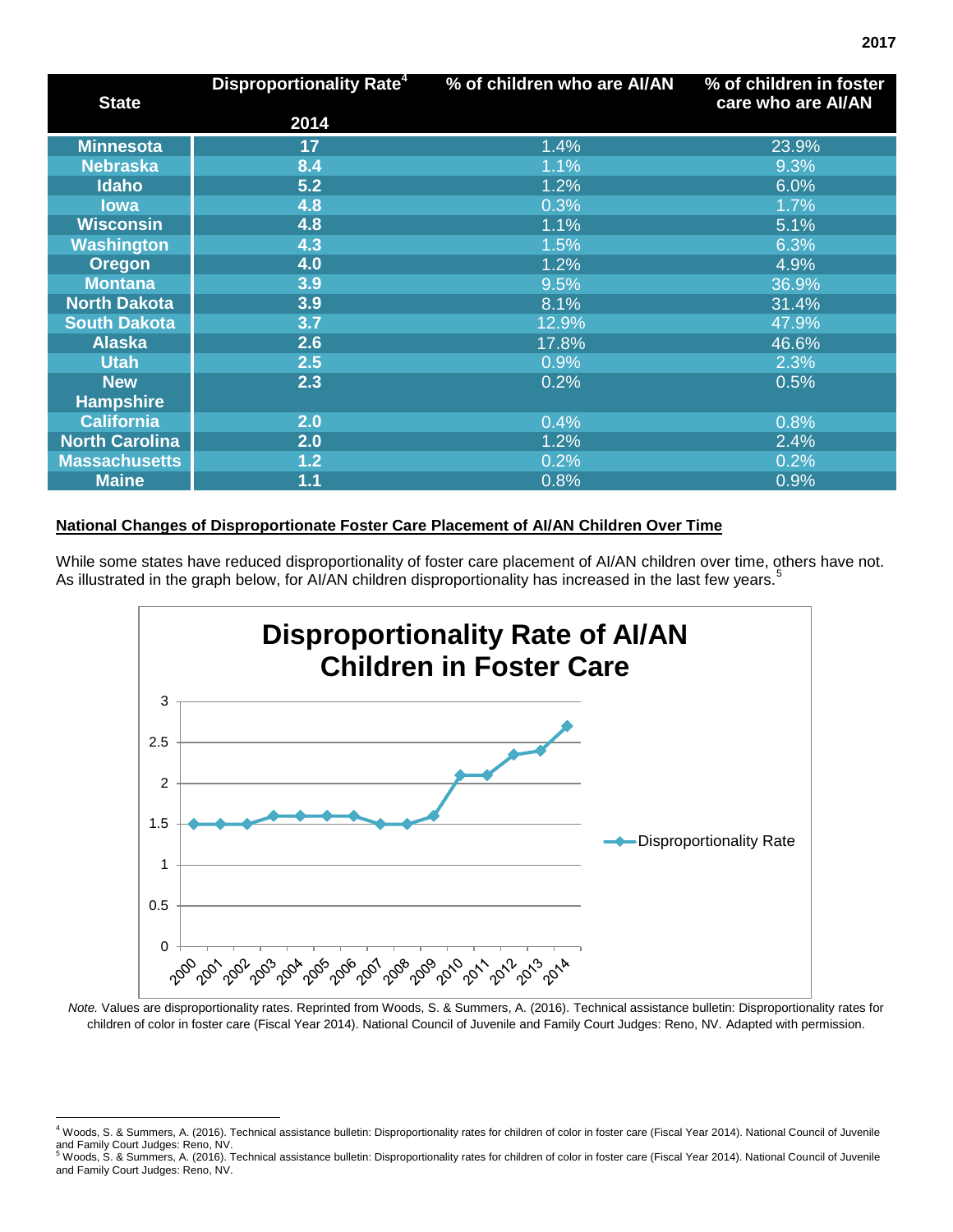| State | Disproportionality Rate[4] 2014 | % of children who are AI/AN | % of children in foster care who are AI/AN |
|---|---|---|---|
| Minnesota | 17 | 1.4% | 23.9% |
| Nebraska | 8.4 | 1.1% | 9.3% |
| Idaho | 5.2 | 1.2% | 6.0% |
| Iowa | 4.8 | 0.3% | 1.7% |
| Wisconsin | 4.8 | 1.1% | 5.1% |
| Washington | 4.3 | 1.5% | 6.3% |
| Oregon | 4.0 | 1.2% | 4.9% |
| Montana | 3.9 | 9.5% | 36.9% |
| North Dakota | 3.9 | 8.1% | 31.4% |
| South Dakota | 3.7 | 12.9% | 47.9% |
| Alaska | 2.6 | 17.8% | 46.6% |
| Utah | 2.5 | 0.9% | 2.3% |
| New Hampshire | 2.3 | 0.2% | 0.5% |
| California | 2.0 | 0.4% | 0.8% |
| North Carolina | 2.0 | 1.2% | 2.4% |
| Massachusetts | 1.2 | 0.2% | 0.2% |
| Maine | 1.1 | 0.8% | 0.9% |

**National Changes of Disproportionate Foster Care Placement of AI/AN Children Over Time**

While some states have reduced disproportionality of foster care placement of AI/AN children over time, others have not. As illustrated in the graph below, for AI/AN children disproportionality has increased in the last few years.[5]

Disproportionality Rate of AI/AN Children in Foster Care

3
2.5
2
1.5
1
0.5
0

2000 2001 2002 2003 2004 2005 2006 2007 2008 2009 2010 2011 2012 2013 2014

Disproportionality Rate

*Note.* Values are disproportionality rates. Reprinted from Woods, S. & Summers, A. (2016). Technical assistance bulletin: Disproportionality rates for children of color in foster care (Fiscal Year 2014). National Council of Juvenile and Family Court Judges: Reno, NV. Adapted with permission.

[4] Woods, S. & Summers, A. (2016). Technical assistance bulletin: Disproportionality rates for children of color in foster care (Fiscal Year 2014). National Council of Juvenile and Family Court Judges: Reno, NV.

[5] Woods, S. & Summers, A. (2016). Technical assistance bulletin: Disproportionality rates for children of color in foster care (Fiscal Year 2014). National Council of Juvenile and Family Court Judges: Reno, NV.